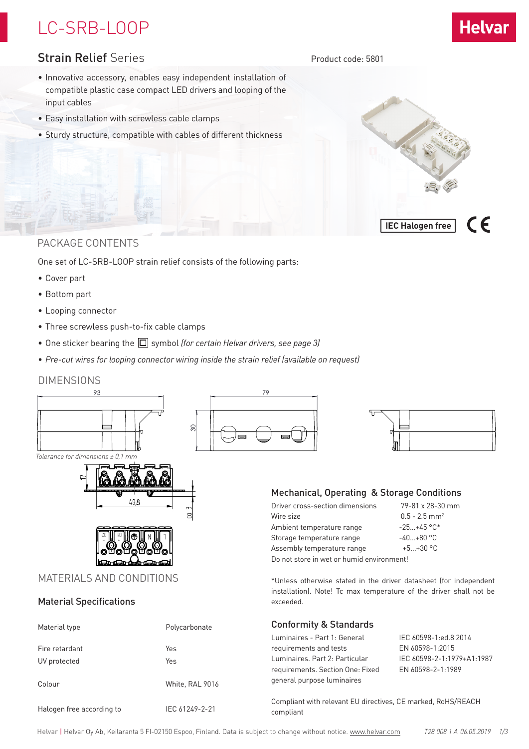# LC-SRB-LOOP

## Strain Relief Series

Product code: 5801

- Innovative accessory, enables easy independent installation of compatible plastic case compact LED drivers and looping of the input cables
- Easy installation with screwless cable clamps
- Sturdy structure, compatible with cables of different thickness

IEC Halogen free

## PACKAGE CONTENTS

One set of LC-SRB-LOOP strain relief consists of the following parts:

- Cover part
- Bottom part
- Looping connector
- Three screwless push-to-fix cable clamps
- One sticker bearing the ⧈ symbol *(for certain Helvar drivers, see page 3)*
- *Pre-cut wires for looping connector wiring inside the strain relief (available on request)*

## DIMENSIONS

Tolerance for dimensions ± 0,1 mm

## Mechanical, Operating & Storage Conditions

| | |
|---|---|
| Driver cross-section dimensions | 79-81 x 28-30 mm |
| Wire size | 0.5 - 2.5 mm$^2$ |
| Ambient temperature range | -25...+45 °C* |
| Storage temperature range | -40...+80 °C |
| Assembly temperature range | +5...+30 °C |

Do not store in wet or humid environment!

*Unless otherwise stated in the driver datasheet (for independent installation). Note! Tc max temperature of the driver shall not be exceeded.

## MATERIALS AND CONDITIONS

### Material Specifications

| | |
|---|---|
| Material type | Polycarbonate |
| Fire retardant | Yes |
| UV protected | Yes |
| Colour | White, RAL 9016 |
| Halogen free according to | IEC 61249-2-21 |

## Conformity & Standards

| | |
|---|---|
| Luminaires - Part 1: General requirements and tests | IEC 60598-1:ed.8 2014<br>EN 60598-1:2015 |
| Luminaires. Part 2: Particular requirements. Section One: Fixed general purpose luminaires | IEC 60598-2-1:1979+A1:1987<br>EN 60598-2-1:1989 |

Compliant with relevant EU directives, CE marked, RoHS/REACH compliant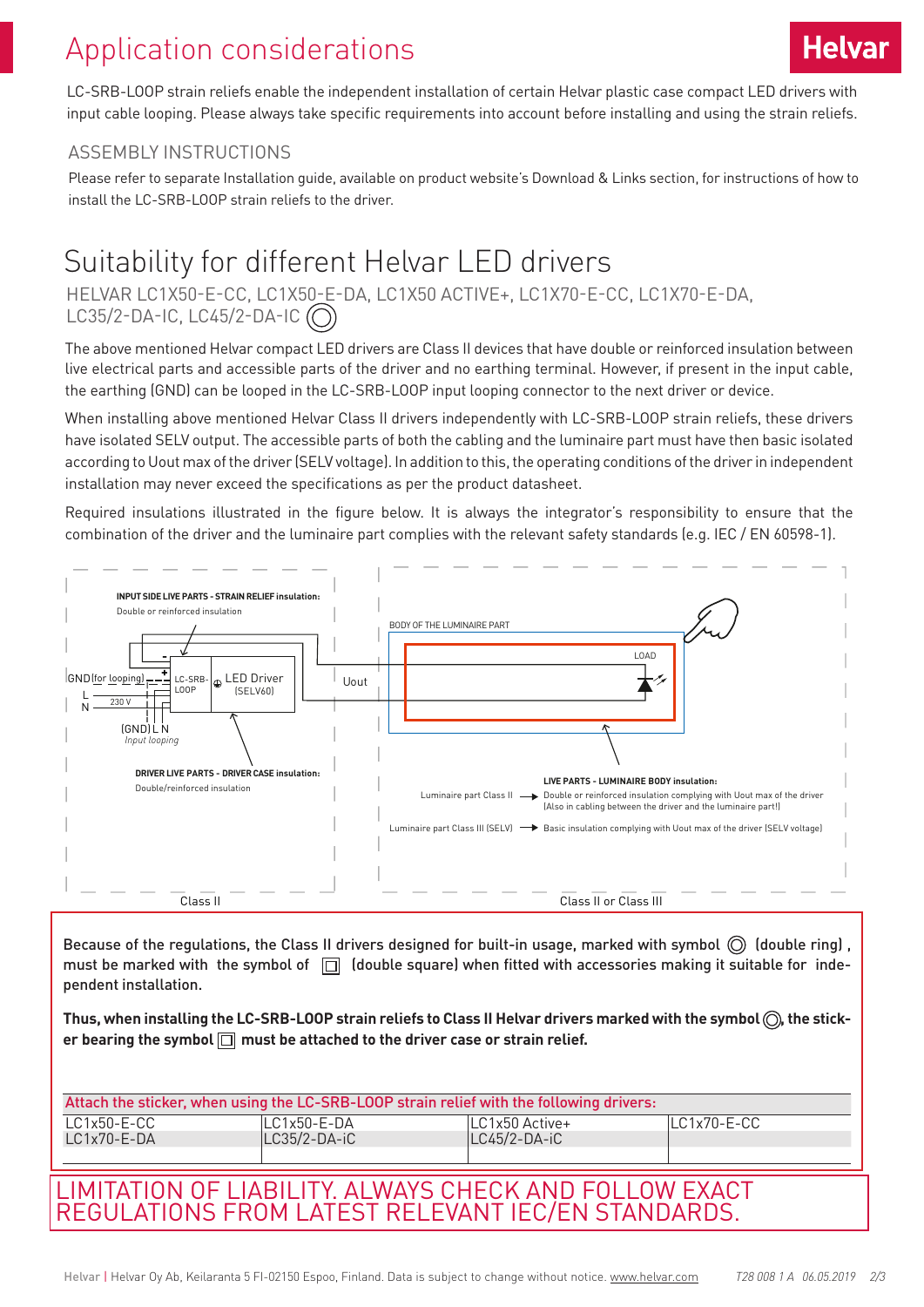# Application considerations

LC-SRB-LOOP strain reliefs enable the independent installation of certain Helvar plastic case compact LED drivers with input cable looping. Please always take specific requirements into account before installing and using the strain reliefs.

## ASSEMBLY INSTRUCTIONS

Please refer to separate Installation guide, available on product website's Download & Links section, for instructions of how to install the LC-SRB-LOOP strain reliefs to the driver.

# Suitability for different Helvar LED drivers

## HELVAR LC1X50-E-CC, LC1X50-E-DA, LC1X50 ACTIVE+, LC1X70-E-CC, LC1X70-E-DA, LC35/2-DA-IC, LC45/2-DA-IC ◎

The above mentioned Helvar compact LED drivers are Class II devices that have double or reinforced insulation between live electrical parts and accessible parts of the driver and no earthing terminal. However, if present in the input cable, the earthing (GND) can be looped in the LC-SRB-LOOP input looping connector to the next driver or device.

When installing above mentioned Helvar Class II drivers independently with LC-SRB-LOOP strain reliefs, these drivers have isolated SELV output. The accessible parts of both the cabling and the luminaire part must have then basic isolated according to Uout max of the driver (SELV voltage). In addition to this, the operating conditions of the driver in independent installation may never exceed the specifications as per the product datasheet.

Required insulations illustrated in the figure below. It is always the integrator's responsibility to ensure that the combination of the driver and the luminaire part complies with the relevant safety standards (e.g. IEC / EN 60598-1).

**INPUT SIDE LIVE PARTS - STRAIN RELIEF insulation:**
Double or reinforced insulation

GND (for looping) | L | N | 230 V | LC-SRB-LOOP | LED Driver (SELV60) | (GND) L N *Input looping*

**DRIVER LIVE PARTS - DRIVER CASE insulation:**
Double/reinforced insulation

Class II

Uout | BODY OF THE LUMINAIRE PART | LOAD

**LIVE PARTS - LUMINAIRE BODY insulation:**
Luminaire part Class II → Double or reinforced insulation complying with Uout max of the driver (Also in cabling between the driver and the luminaire part!)
Luminaire part Class III (SELV) → Basic insulation complying with Uout max of the driver (SELV voltage)

Class II or Class III

Because of the regulations, the Class II drivers designed for built-in usage, marked with symbol ◎ (double ring), must be marked with the symbol of ⧈ (double square) when fitted with accessories making it suitable for independent installation.

**Thus, when installing the LC-SRB-LOOP strain reliefs to Class II Helvar drivers marked with the symbol ◎, the sticker bearing the symbol ⧈ must be attached to the driver case or strain relief.**

| Attach the sticker, when using the LC-SRB-LOOP strain relief with the following drivers: | | | |
|---|---|---|---|
| LC1x50-E-CC | LC1x50-E-DA | LC1x50 Active+ | LC1x70-E-CC |
| LC1x70-E-DA | LC35/2-DA-iC | LC45/2-DA-iC | |

LIMITATION OF LIABILITY. ALWAYS CHECK AND FOLLOW EXACT REGULATIONS FROM LATEST RELEVANT IEC/EN STANDARDS.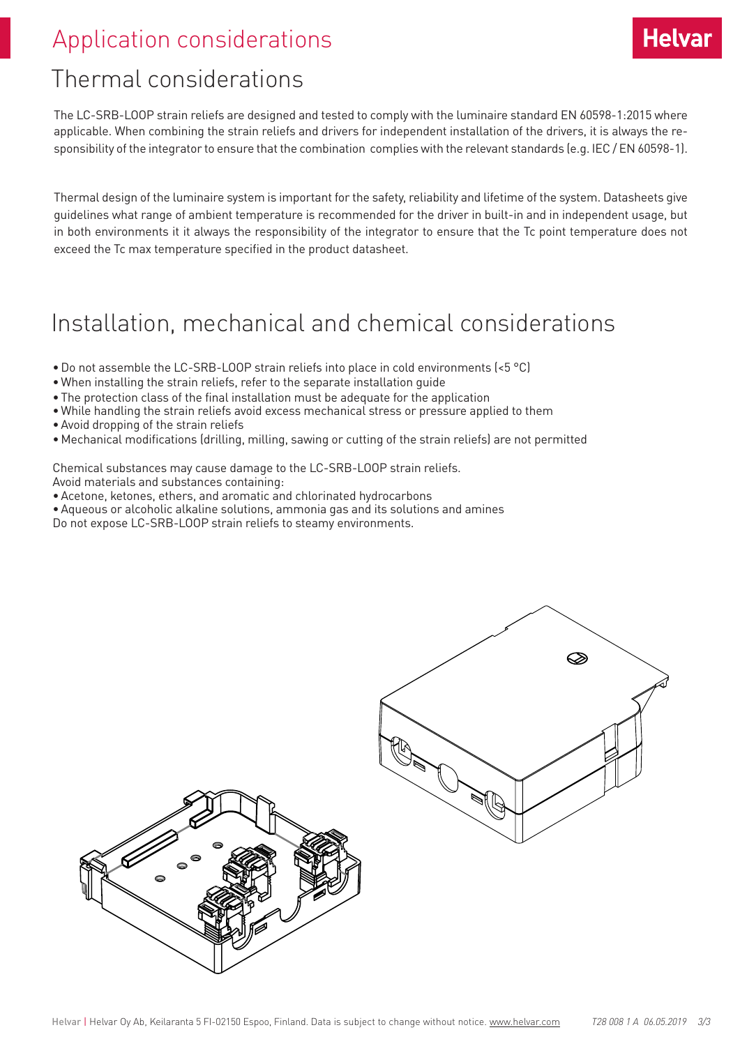# Application considerations

## Thermal considerations

The LC-SRB-LOOP strain reliefs are designed and tested to comply with the luminaire standard EN 60598-1:2015 where applicable. When combining the strain reliefs and drivers for independent installation of the drivers, it is always the responsibility of the integrator to ensure that the combination complies with the relevant standards (e.g. IEC / EN 60598-1).

Thermal design of the luminaire system is important for the safety, reliability and lifetime of the system. Datasheets give guidelines what range of ambient temperature is recommended for the driver in built-in and in independent usage, but in both environments it it always the responsibility of the integrator to ensure that the Tc point temperature does not exceed the Tc max temperature specified in the product datasheet.

## Installation, mechanical and chemical considerations

- Do not assemble the LC-SRB-LOOP strain reliefs into place in cold environments (<5 °C)
- When installing the strain reliefs, refer to the separate installation guide
- The protection class of the final installation must be adequate for the application
- While handling the strain reliefs avoid excess mechanical stress or pressure applied to them
- Avoid dropping of the strain reliefs
- Mechanical modifications (drilling, milling, sawing or cutting of the strain reliefs) are not permitted

Chemical substances may cause damage to the LC-SRB-LOOP strain reliefs.
Avoid materials and substances containing:

- Acetone, ketones, ethers, and aromatic and chlorinated hydrocarbons
- Aqueous or alcoholic alkaline solutions, ammonia gas and its solutions and amines

Do not expose LC-SRB-LOOP strain reliefs to steamy environments.